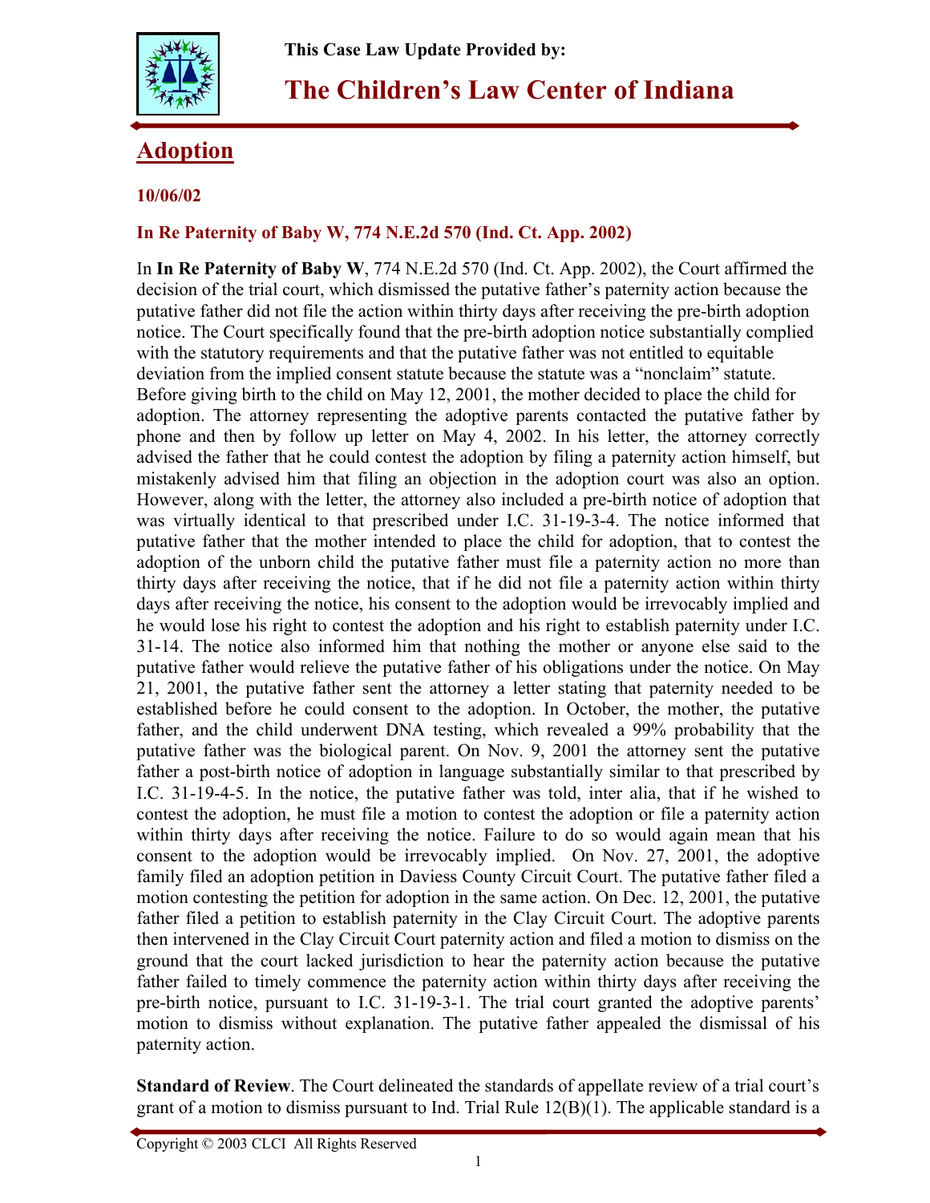This Case Law Update Provided by:

# The Children's Law Center of Indiana

## Adoption

**10/06/02**

### In Re Paternity of Baby W, 774 N.E.2d 570 (Ind. Ct. App. 2002)

In **In Re Paternity of Baby W**, 774 N.E.2d 570 (Ind. Ct. App. 2002), the Court affirmed the decision of the trial court, which dismissed the putative father's paternity action because the putative father did not file the action within thirty days after receiving the pre-birth adoption notice. The Court specifically found that the pre-birth adoption notice substantially complied with the statutory requirements and that the putative father was not entitled to equitable deviation from the implied consent statute because the statute was a "nonclaim" statute. Before giving birth to the child on May 12, 2001, the mother decided to place the child for adoption. The attorney representing the adoptive parents contacted the putative father by phone and then by follow up letter on May 4, 2002. In his letter, the attorney correctly advised the father that he could contest the adoption by filing a paternity action himself, but mistakenly advised him that filing an objection in the adoption court was also an option. However, along with the letter, the attorney also included a pre-birth notice of adoption that was virtually identical to that prescribed under I.C. 31-19-3-4. The notice informed that putative father that the mother intended to place the child for adoption, that to contest the adoption of the unborn child the putative father must file a paternity action no more than thirty days after receiving the notice, that if he did not file a paternity action within thirty days after receiving the notice, his consent to the adoption would be irrevocably implied and he would lose his right to contest the adoption and his right to establish paternity under I.C. 31-14. The notice also informed him that nothing the mother or anyone else said to the putative father would relieve the putative father of his obligations under the notice. On May 21, 2001, the putative father sent the attorney a letter stating that paternity needed to be established before he could consent to the adoption. In October, the mother, the putative father, and the child underwent DNA testing, which revealed a 99% probability that the putative father was the biological parent. On Nov. 9, 2001 the attorney sent the putative father a post-birth notice of adoption in language substantially similar to that prescribed by I.C. 31-19-4-5. In the notice, the putative father was told, inter alia, that if he wished to contest the adoption, he must file a motion to contest the adoption or file a paternity action within thirty days after receiving the notice. Failure to do so would again mean that his consent to the adoption would be irrevocably implied. On Nov. 27, 2001, the adoptive family filed an adoption petition in Daviess County Circuit Court. The putative father filed a motion contesting the petition for adoption in the same action. On Dec. 12, 2001, the putative father filed a petition to establish paternity in the Clay Circuit Court. The adoptive parents then intervened in the Clay Circuit Court paternity action and filed a motion to dismiss on the ground that the court lacked jurisdiction to hear the paternity action because the putative father failed to timely commence the paternity action within thirty days after receiving the pre-birth notice, pursuant to I.C. 31-19-3-1. The trial court granted the adoptive parents' motion to dismiss without explanation. The putative father appealed the dismissal of his paternity action.

**Standard of Review**. The Court delineated the standards of appellate review of a trial court's grant of a motion to dismiss pursuant to Ind. Trial Rule 12(B)(1). The applicable standard is a

Copyright © 2003 CLCI All Rights Reserved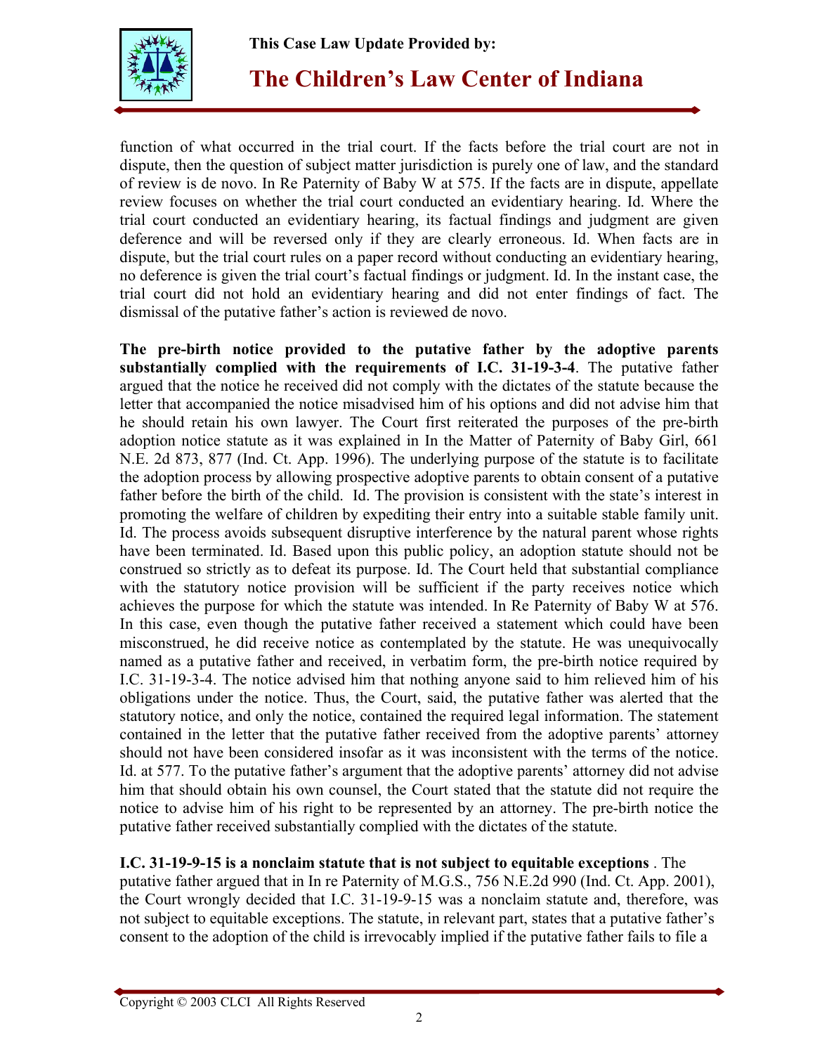function of what occurred in the trial court. If the facts before the trial court are not in dispute, then the question of subject matter jurisdiction is purely one of law, and the standard of review is de novo. In Re Paternity of Baby W at 575. If the facts are in dispute, appellate review focuses on whether the trial court conducted an evidentiary hearing. Id. Where the trial court conducted an evidentiary hearing, its factual findings and judgment are given deference and will be reversed only if they are clearly erroneous. Id. When facts are in dispute, but the trial court rules on a paper record without conducting an evidentiary hearing, no deference is given the trial court's factual findings or judgment. Id. In the instant case, the trial court did not hold an evidentiary hearing and did not enter findings of fact. The dismissal of the putative father's action is reviewed de novo.

**The pre-birth notice provided to the putative father by the adoptive parents substantially complied with the requirements of I.C. 31-19-3-4**. The putative father argued that the notice he received did not comply with the dictates of the statute because the letter that accompanied the notice misadvised him of his options and did not advise him that he should retain his own lawyer. The Court first reiterated the purposes of the pre-birth adoption notice statute as it was explained in In the Matter of Paternity of Baby Girl, 661 N.E. 2d 873, 877 (Ind. Ct. App. 1996). The underlying purpose of the statute is to facilitate the adoption process by allowing prospective adoptive parents to obtain consent of a putative father before the birth of the child. Id. The provision is consistent with the state's interest in promoting the welfare of children by expediting their entry into a suitable stable family unit. Id. The process avoids subsequent disruptive interference by the natural parent whose rights have been terminated. Id. Based upon this public policy, an adoption statute should not be construed so strictly as to defeat its purpose. Id. The Court held that substantial compliance with the statutory notice provision will be sufficient if the party receives notice which achieves the purpose for which the statute was intended. In Re Paternity of Baby W at 576. In this case, even though the putative father received a statement which could have been misconstrued, he did receive notice as contemplated by the statute. He was unequivocally named as a putative father and received, in verbatim form, the pre-birth notice required by I.C. 31-19-3-4. The notice advised him that nothing anyone said to him relieved him of his obligations under the notice. Thus, the Court, said, the putative father was alerted that the statutory notice, and only the notice, contained the required legal information. The statement contained in the letter that the putative father received from the adoptive parents' attorney should not have been considered insofar as it was inconsistent with the terms of the notice. Id. at 577. To the putative father's argument that the adoptive parents' attorney did not advise him that should obtain his own counsel, the Court stated that the statute did not require the notice to advise him of his right to be represented by an attorney. The pre-birth notice the putative father received substantially complied with the dictates of the statute.

**I.C. 31-19-9-15 is a nonclaim statute that is not subject to equitable exceptions** . The putative father argued that in In re Paternity of M.G.S., 756 N.E.2d 990 (Ind. Ct. App. 2001), the Court wrongly decided that I.C. 31-19-9-15 was a nonclaim statute and, therefore, was not subject to equitable exceptions. The statute, in relevant part, states that a putative father's consent to the adoption of the child is irrevocably implied if the putative father fails to file a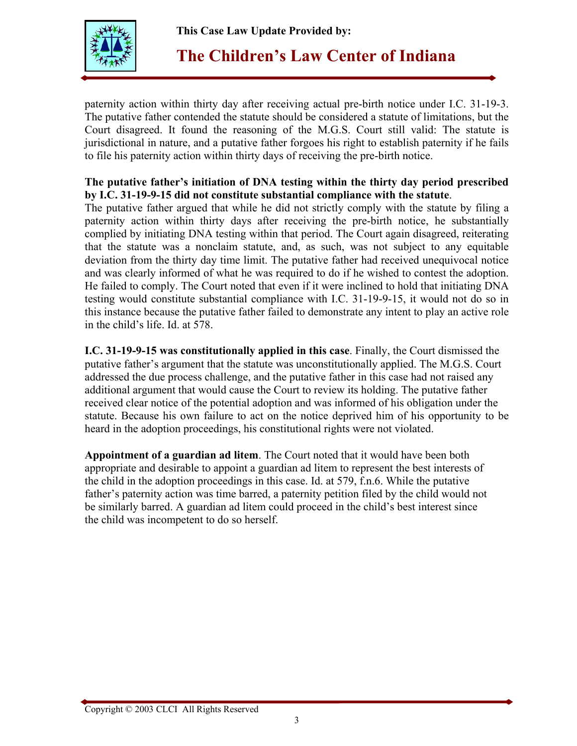paternity action within thirty day after receiving actual pre-birth notice under I.C. 31-19-3. The putative father contended the statute should be considered a statute of limitations, but the Court disagreed. It found the reasoning of the M.G.S. Court still valid: The statute is jurisdictional in nature, and a putative father forgoes his right to establish paternity if he fails to file his paternity action within thirty days of receiving the pre-birth notice.

**The putative father's initiation of DNA testing within the thirty day period prescribed by I.C. 31-19-9-15 did not constitute substantial compliance with the statute**. The putative father argued that while he did not strictly comply with the statute by filing a paternity action within thirty days after receiving the pre-birth notice, he substantially complied by initiating DNA testing within that period. The Court again disagreed, reiterating that the statute was a nonclaim statute, and, as such, was not subject to any equitable deviation from the thirty day time limit. The putative father had received unequivocal notice and was clearly informed of what he was required to do if he wished to contest the adoption. He failed to comply. The Court noted that even if it were inclined to hold that initiating DNA testing would constitute substantial compliance with I.C. 31-19-9-15, it would not do so in this instance because the putative father failed to demonstrate any intent to play an active role in the child's life. Id. at 578.

**I.C. 31-19-9-15 was constitutionally applied in this case**. Finally, the Court dismissed the putative father's argument that the statute was unconstitutionally applied. The M.G.S. Court addressed the due process challenge, and the putative father in this case had not raised any additional argument that would cause the Court to review its holding. The putative father received clear notice of the potential adoption and was informed of his obligation under the statute. Because his own failure to act on the notice deprived him of his opportunity to be heard in the adoption proceedings, his constitutional rights were not violated.

**Appointment of a guardian ad litem**. The Court noted that it would have been both appropriate and desirable to appoint a guardian ad litem to represent the best interests of the child in the adoption proceedings in this case. Id. at 579, f.n.6. While the putative father's paternity action was time barred, a paternity petition filed by the child would not be similarly barred. A guardian ad litem could proceed in the child's best interest since the child was incompetent to do so herself.